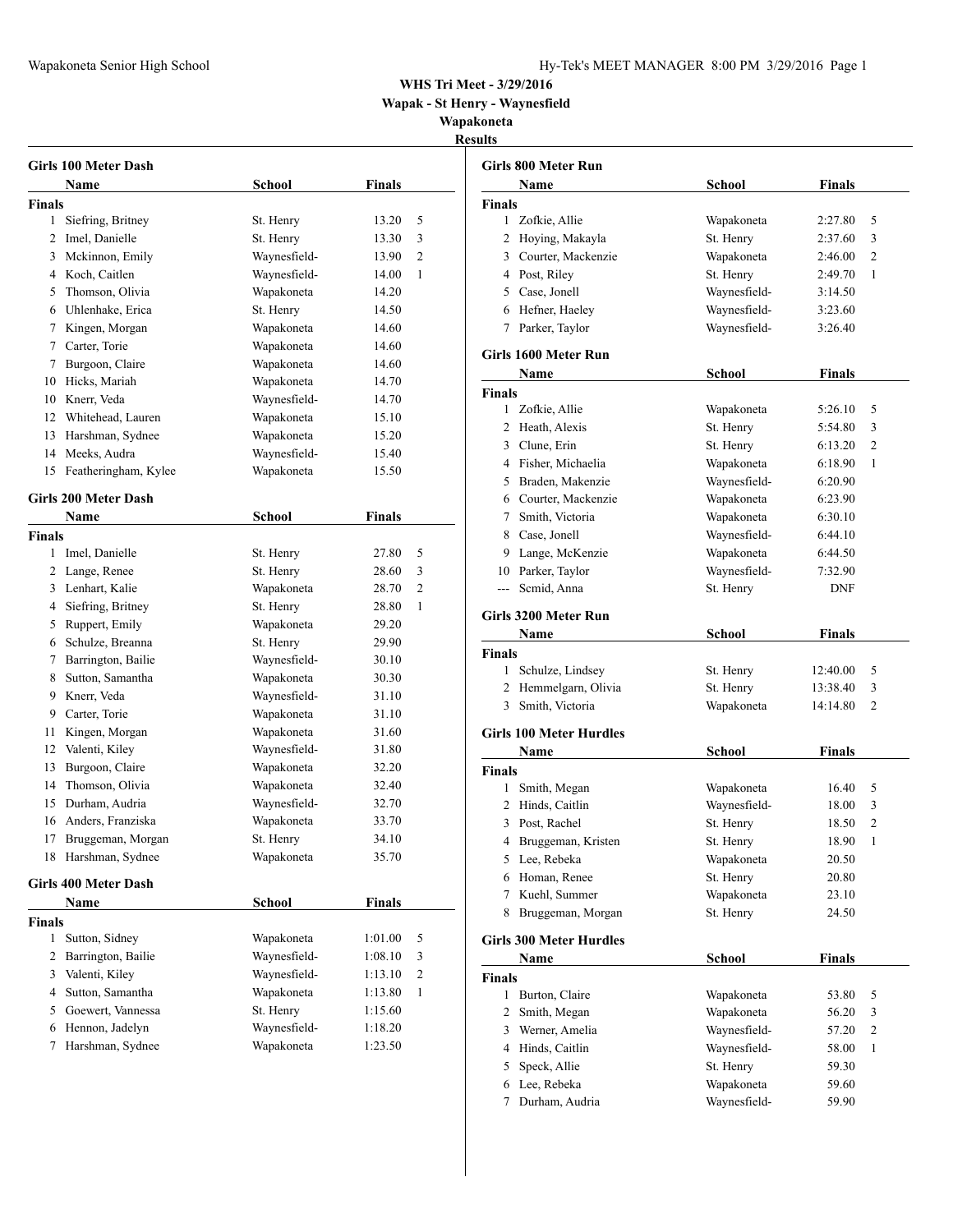**WHS Tri Meet - 3/29/2016**
**Wapak - St Henry - Waynesfield**
**Wapakoneta**
**Results**

### Girls 100 Meter Dash

| | Name | School | Finals | |
|---|---|---|---|---|
| **Finals** | | | | |
| 1 | Siefring, Britney | St. Henry | 13.20 | 5 |
| 2 | Imel, Danielle | St. Henry | 13.30 | 3 |
| 3 | Mckinnon, Emily | Waynesfield- | 13.90 | 2 |
| 4 | Koch, Caitlen | Waynesfield- | 14.00 | 1 |
| 5 | Thomson, Olivia | Wapakoneta | 14.20 | |
| 6 | Uhlenhake, Erica | St. Henry | 14.50 | |
| 7 | Kingen, Morgan | Wapakoneta | 14.60 | |
| 7 | Carter, Torie | Wapakoneta | 14.60 | |
| 7 | Burgoon, Claire | Wapakoneta | 14.60 | |
| 10 | Hicks, Mariah | Wapakoneta | 14.70 | |
| 10 | Knerr, Veda | Waynesfield- | 14.70 | |
| 12 | Whitehead, Lauren | Wapakoneta | 15.10 | |
| 13 | Harshman, Sydnee | Wapakoneta | 15.20 | |
| 14 | Meeks, Audra | Waynesfield- | 15.40 | |
| 15 | Featheringham, Kylee | Wapakoneta | 15.50 | |

### Girls 200 Meter Dash

| | Name | School | Finals | |
|---|---|---|---|---|
| **Finals** | | | | |
| 1 | Imel, Danielle | St. Henry | 27.80 | 5 |
| 2 | Lange, Renee | St. Henry | 28.60 | 3 |
| 3 | Lenhart, Kalie | Wapakoneta | 28.70 | 2 |
| 4 | Siefring, Britney | St. Henry | 28.80 | 1 |
| 5 | Ruppert, Emily | Wapakoneta | 29.20 | |
| 6 | Schulze, Breanna | St. Henry | 29.90 | |
| 7 | Barrington, Bailie | Waynesfield- | 30.10 | |
| 8 | Sutton, Samantha | Wapakoneta | 30.30 | |
| 9 | Knerr, Veda | Waynesfield- | 31.10 | |
| 9 | Carter, Torie | Wapakoneta | 31.10 | |
| 11 | Kingen, Morgan | Wapakoneta | 31.60 | |
| 12 | Valenti, Kiley | Waynesfield- | 31.80 | |
| 13 | Burgoon, Claire | Wapakoneta | 32.20 | |
| 14 | Thomson, Olivia | Wapakoneta | 32.40 | |
| 15 | Durham, Audria | Waynesfield- | 32.70 | |
| 16 | Anders, Franziska | Wapakoneta | 33.70 | |
| 17 | Bruggeman, Morgan | St. Henry | 34.10 | |
| 18 | Harshman, Sydnee | Wapakoneta | 35.70 | |

### Girls 400 Meter Dash

| | Name | School | Finals | |
|---|---|---|---|---|
| **Finals** | | | | |
| 1 | Sutton, Sidney | Wapakoneta | 1:01.00 | 5 |
| 2 | Barrington, Bailie | Waynesfield- | 1:08.10 | 3 |
| 3 | Valenti, Kiley | Waynesfield- | 1:13.10 | 2 |
| 4 | Sutton, Samantha | Wapakoneta | 1:13.80 | 1 |
| 5 | Goewert, Vannessa | St. Henry | 1:15.60 | |
| 6 | Hennon, Jadelyn | Waynesfield- | 1:18.20 | |
| 7 | Harshman, Sydnee | Wapakoneta | 1:23.50 | |

### Girls 800 Meter Run

| | Name | School | Finals | |
|---|---|---|---|---|
| **Finals** | | | | |
| 1 | Zofkie, Allie | Wapakoneta | 2:27.80 | 5 |
| 2 | Hoying, Makayla | St. Henry | 2:37.60 | 3 |
| 3 | Courter, Mackenzie | Wapakoneta | 2:46.00 | 2 |
| 4 | Post, Riley | St. Henry | 2:49.70 | 1 |
| 5 | Case, Jonell | Waynesfield- | 3:14.50 | |
| 6 | Hefner, Haeley | Waynesfield- | 3:23.60 | |
| 7 | Parker, Taylor | Waynesfield- | 3:26.40 | |

### Girls 1600 Meter Run

| | Name | School | Finals | |
|---|---|---|---|---|
| **Finals** | | | | |
| 1 | Zofkie, Allie | Wapakoneta | 5:26.10 | 5 |
| 2 | Heath, Alexis | St. Henry | 5:54.80 | 3 |
| 3 | Clune, Erin | St. Henry | 6:13.20 | 2 |
| 4 | Fisher, Michaelia | Wapakoneta | 6:18.90 | 1 |
| 5 | Braden, Makenzie | Waynesfield- | 6:20.90 | |
| 6 | Courter, Mackenzie | Wapakoneta | 6:23.90 | |
| 7 | Smith, Victoria | Wapakoneta | 6:30.10 | |
| 8 | Case, Jonell | Waynesfield- | 6:44.10 | |
| 9 | Lange, McKenzie | Wapakoneta | 6:44.50 | |
| 10 | Parker, Taylor | Waynesfield- | 7:32.90 | |
| --- | Scmid, Anna | St. Henry | DNF | |

### Girls 3200 Meter Run

| | Name | School | Finals | |
|---|---|---|---|---|
| **Finals** | | | | |
| 1 | Schulze, Lindsey | St. Henry | 12:40.00 | 5 |
| 2 | Hemmelgarn, Olivia | St. Henry | 13:38.40 | 3 |
| 3 | Smith, Victoria | Wapakoneta | 14:14.80 | 2 |

### Girls 100 Meter Hurdles

| | Name | School | Finals | |
|---|---|---|---|---|
| **Finals** | | | | |
| 1 | Smith, Megan | Wapakoneta | 16.40 | 5 |
| 2 | Hinds, Caitlin | Waynesfield- | 18.00 | 3 |
| 3 | Post, Rachel | St. Henry | 18.50 | 2 |
| 4 | Bruggeman, Kristen | St. Henry | 18.90 | 1 |
| 5 | Lee, Rebeka | Wapakoneta | 20.50 | |
| 6 | Homan, Renee | St. Henry | 20.80 | |
| 7 | Kuehl, Summer | Wapakoneta | 23.10 | |
| 8 | Bruggeman, Morgan | St. Henry | 24.50 | |

### Girls 300 Meter Hurdles

| | Name | School | Finals | |
|---|---|---|---|---|
| **Finals** | | | | |
| 1 | Burton, Claire | Wapakoneta | 53.80 | 5 |
| 2 | Smith, Megan | Wapakoneta | 56.20 | 3 |
| 3 | Werner, Amelia | Waynesfield- | 57.20 | 2 |
| 4 | Hinds, Caitlin | Waynesfield- | 58.00 | 1 |
| 5 | Speck, Allie | St. Henry | 59.30 | |
| 6 | Lee, Rebeka | Wapakoneta | 59.60 | |
| 7 | Durham, Audria | Waynesfield- | 59.90 | |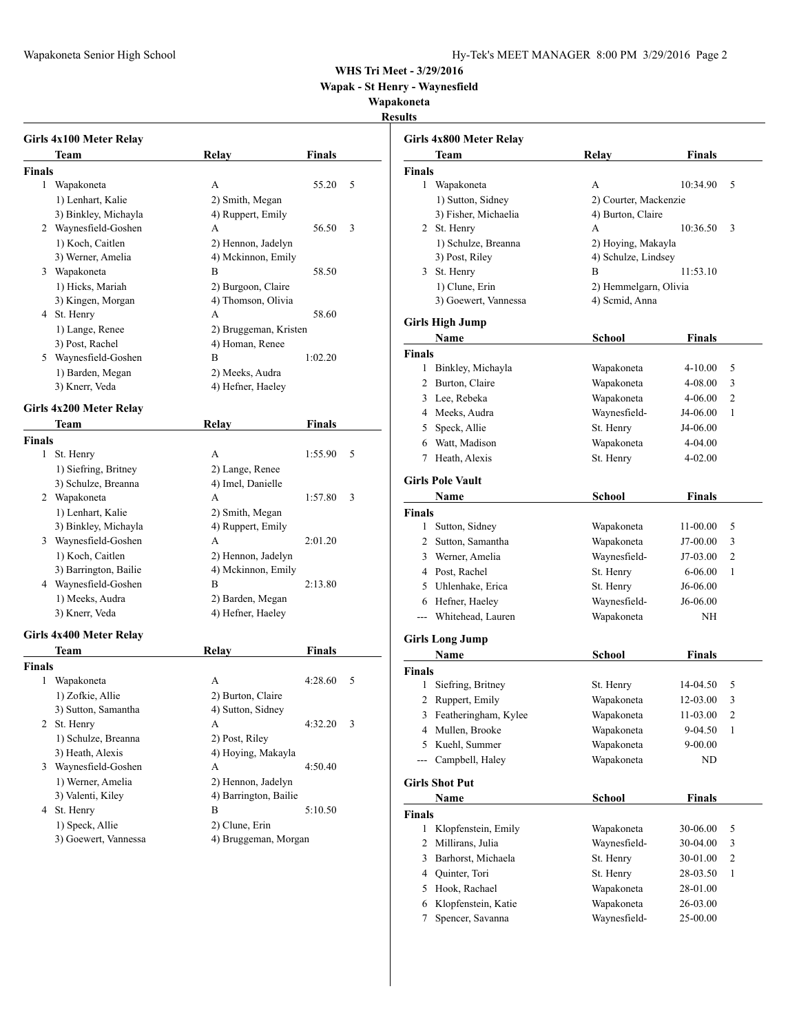**WHS Tri Meet - 3/29/2016**
**Wapak - St Henry - Waynesfield**
**Wapakoneta**
**Results**

### Girls 4x100 Meter Relay

| | Team | Relay | Finals | |
|---|---|---|---|---|
| **Finals** | | | | |
| 1 | Wapakoneta | A | 55.20 | 5 |
| | 1) Lenhart, Kalie | 2) Smith, Megan | | |
| | 3) Binkley, Michayla | 4) Ruppert, Emily | | |
| 2 | Waynesfield-Goshen | A | 56.50 | 3 |
| | 1) Koch, Caitlen | 2) Hennon, Jadelyn | | |
| | 3) Werner, Amelia | 4) Mckinnon, Emily | | |
| 3 | Wapakoneta | B | 58.50 | |
| | 1) Hicks, Mariah | 2) Burgoon, Claire | | |
| | 3) Kingen, Morgan | 4) Thomson, Olivia | | |
| 4 | St. Henry | A | 58.60 | |
| | 1) Lange, Renee | 2) Bruggeman, Kristen | | |
| | 3) Post, Rachel | 4) Homan, Renee | | |
| 5 | Waynesfield-Goshen | B | 1:02.20 | |
| | 1) Barden, Megan | 2) Meeks, Audra | | |
| | 3) Knerr, Veda | 4) Hefner, Haeley | | |

### Girls 4x200 Meter Relay

| | Team | Relay | Finals | |
|---|---|---|---|---|
| **Finals** | | | | |
| 1 | St. Henry | A | 1:55.90 | 5 |
| | 1) Siefring, Britney | 2) Lange, Renee | | |
| | 3) Schulze, Breanna | 4) Imel, Danielle | | |
| 2 | Wapakoneta | A | 1:57.80 | 3 |
| | 1) Lenhart, Kalie | 2) Smith, Megan | | |
| | 3) Binkley, Michayla | 4) Ruppert, Emily | | |
| 3 | Waynesfield-Goshen | A | 2:01.20 | |
| | 1) Koch, Caitlen | 2) Hennon, Jadelyn | | |
| | 3) Barrington, Bailie | 4) Mckinnon, Emily | | |
| 4 | Waynesfield-Goshen | B | 2:13.80 | |
| | 1) Meeks, Audra | 2) Barden, Megan | | |
| | 3) Knerr, Veda | 4) Hefner, Haeley | | |

### Girls 4x400 Meter Relay

| | Team | Relay | Finals | |
|---|---|---|---|---|
| **Finals** | | | | |
| 1 | Wapakoneta | A | 4:28.60 | 5 |
| | 1) Zofkie, Allie | 2) Burton, Claire | | |
| | 3) Sutton, Samantha | 4) Sutton, Sidney | | |
| 2 | St. Henry | A | 4:32.20 | 3 |
| | 1) Schulze, Breanna | 2) Post, Riley | | |
| | 3) Heath, Alexis | 4) Hoying, Makayla | | |
| 3 | Waynesfield-Goshen | A | 4:50.40 | |
| | 1) Werner, Amelia | 2) Hennon, Jadelyn | | |
| | 3) Valenti, Kiley | 4) Barrington, Bailie | | |
| 4 | St. Henry | B | 5:10.50 | |
| | 1) Speck, Allie | 2) Clune, Erin | | |
| | 3) Goewert, Vannessa | 4) Bruggeman, Morgan | | |

### Girls 4x800 Meter Relay

| | Team | Relay | Finals | |
|---|---|---|---|---|
| **Finals** | | | | |
| 1 | Wapakoneta | A | 10:34.90 | 5 |
| | 1) Sutton, Sidney | 2) Courter, Mackenzie | | |
| | 3) Fisher, Michaelia | 4) Burton, Claire | | |
| 2 | St. Henry | A | 10:36.50 | 3 |
| | 1) Schulze, Breanna | 2) Hoying, Makayla | | |
| | 3) Post, Riley | 4) Schulze, Lindsey | | |
| 3 | St. Henry | B | 11:53.10 | |
| | 1) Clune, Erin | 2) Hemmelgarn, Olivia | | |
| | 3) Goewert, Vannessa | 4) Scmid, Anna | | |

### Girls High Jump

| | Name | School | Finals | |
|---|---|---|---|---|
| **Finals** | | | | |
| 1 | Binkley, Michayla | Wapakoneta | 4-10.00 | 5 |
| 2 | Burton, Claire | Wapakoneta | 4-08.00 | 3 |
| 3 | Lee, Rebeka | Wapakoneta | 4-06.00 | 2 |
| 4 | Meeks, Audra | Waynesfield- | J4-06.00 | 1 |
| 5 | Speck, Allie | St. Henry | J4-06.00 | |
| 6 | Watt, Madison | Wapakoneta | 4-04.00 | |
| 7 | Heath, Alexis | St. Henry | 4-02.00 | |

### Girls Pole Vault

| | Name | School | Finals | |
|---|---|---|---|---|
| **Finals** | | | | |
| 1 | Sutton, Sidney | Wapakoneta | 11-00.00 | 5 |
| 2 | Sutton, Samantha | Wapakoneta | J7-00.00 | 3 |
| 3 | Werner, Amelia | Waynesfield- | J7-03.00 | 2 |
| 4 | Post, Rachel | St. Henry | 6-06.00 | 1 |
| 5 | Uhlenhake, Erica | St. Henry | J6-06.00 | |
| 6 | Hefner, Haeley | Waynesfield- | J6-06.00 | |
| --- | Whitehead, Lauren | Wapakoneta | NH | |

### Girls Long Jump

| | Name | School | Finals | |
|---|---|---|---|---|
| **Finals** | | | | |
| 1 | Siefring, Britney | St. Henry | 14-04.50 | 5 |
| 2 | Ruppert, Emily | Wapakoneta | 12-03.00 | 3 |
| 3 | Featheringham, Kylee | Wapakoneta | 11-03.00 | 2 |
| 4 | Mullen, Brooke | Wapakoneta | 9-04.50 | 1 |
| 5 | Kuehl, Summer | Wapakoneta | 9-00.00 | |
| --- | Campbell, Haley | Wapakoneta | ND | |

### Girls Shot Put

| | Name | School | Finals | |
|---|---|---|---|---|
| **Finals** | | | | |
| 1 | Klopfenstein, Emily | Wapakoneta | 30-06.00 | 5 |
| 2 | Millirans, Julia | Waynesfield- | 30-04.00 | 3 |
| 3 | Barhorst, Michaela | St. Henry | 30-01.00 | 2 |
| 4 | Quinter, Tori | St. Henry | 28-03.50 | 1 |
| 5 | Hook, Rachael | Wapakoneta | 28-01.00 | |
| 6 | Klopfenstein, Katie | Wapakoneta | 26-03.00 | |
| 7 | Spencer, Savanna | Waynesfield- | 25-00.00 | |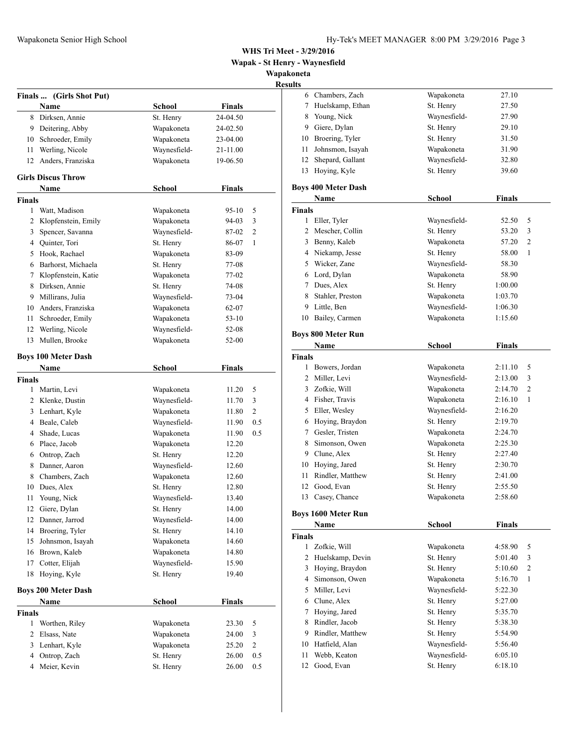# WHS Tri Meet - 3/29/2016

## Wapak - St Henry - Waynesfield

## Wapakoneta

### Results

**Finals ... (Girls Shot Put)**

| | Name | School | Finals | |
|---|---|---|---|---|
| 8 | Dirksen, Annie | St. Henry | 24-04.50 | |
| 9 | Deitering, Abby | Wapakoneta | 24-02.50 | |
| 10 | Schroeder, Emily | Wapakoneta | 23-04.00 | |
| 11 | Werling, Nicole | Waynesfield- | 21-11.00 | |
| 12 | Anders, Franziska | Wapakoneta | 19-06.50 | |

**Girls Discus Throw**

| | Name | School | Finals | |
|---|---|---|---|---|
| **Finals** | | | | |
| 1 | Watt, Madison | Wapakoneta | 95-10 | 5 |
| 2 | Klopfenstein, Emily | Wapakoneta | 94-03 | 3 |
| 3 | Spencer, Savanna | Waynesfield- | 87-02 | 2 |
| 4 | Quinter, Tori | St. Henry | 86-07 | 1 |
| 5 | Hook, Rachael | Wapakoneta | 83-09 | |
| 6 | Barhorst, Michaela | St. Henry | 77-08 | |
| 7 | Klopfenstein, Katie | Wapakoneta | 77-02 | |
| 8 | Dirksen, Annie | St. Henry | 74-08 | |
| 9 | Millirans, Julia | Waynesfield- | 73-04 | |
| 10 | Anders, Franziska | Wapakoneta | 62-07 | |
| 11 | Schroeder, Emily | Wapakoneta | 53-10 | |
| 12 | Werling, Nicole | Waynesfield- | 52-08 | |
| 13 | Mullen, Brooke | Wapakoneta | 52-00 | |

**Boys 100 Meter Dash**

| | Name | School | Finals | |
|---|---|---|---|---|
| **Finals** | | | | |
| 1 | Martin, Levi | Wapakoneta | 11.20 | 5 |
| 2 | Klenke, Dustin | Waynesfield- | 11.70 | 3 |
| 3 | Lenhart, Kyle | Wapakoneta | 11.80 | 2 |
| 4 | Beale, Caleb | Waynesfield- | 11.90 | 0.5 |
| 4 | Shade, Lucas | Wapakoneta | 11.90 | 0.5 |
| 6 | Place, Jacob | Wapakoneta | 12.20 | |
| 6 | Ontrop, Zach | St. Henry | 12.20 | |
| 8 | Danner, Aaron | Waynesfield- | 12.60 | |
| 8 | Chambers, Zach | Wapakoneta | 12.60 | |
| 10 | Dues, Alex | St. Henry | 12.80 | |
| 11 | Young, Nick | Waynesfield- | 13.40 | |
| 12 | Giere, Dylan | St. Henry | 14.00 | |
| 12 | Danner, Jarrod | Waynesfield- | 14.00 | |
| 14 | Broering, Tyler | St. Henry | 14.10 | |
| 15 | Johnsmon, Isayah | Wapakoneta | 14.60 | |
| 16 | Brown, Kaleb | Wapakoneta | 14.80 | |
| 17 | Cotter, Elijah | Waynesfield- | 15.90 | |
| 18 | Hoying, Kyle | St. Henry | 19.40 | |

**Boys 200 Meter Dash**

| | Name | School | Finals | |
|---|---|---|---|---|
| **Finals** | | | | |
| 1 | Worthen, Riley | Wapakoneta | 23.30 | 5 |
| 2 | Elsass, Nate | Wapakoneta | 24.00 | 3 |
| 3 | Lenhart, Kyle | Wapakoneta | 25.20 | 2 |
| 4 | Ontrop, Zach | St. Henry | 26.00 | 0.5 |
| 4 | Meier, Kevin | St. Henry | 26.00 | 0.5 |
| 6 | Chambers, Zach | Wapakoneta | 27.10 | |
| 7 | Huelskamp, Ethan | St. Henry | 27.50 | |
| 8 | Young, Nick | Waynesfield- | 27.90 | |
| 9 | Giere, Dylan | St. Henry | 29.10 | |
| 10 | Broering, Tyler | St. Henry | 31.50 | |
| 11 | Johnsmon, Isayah | Wapakoneta | 31.90 | |
| 12 | Shepard, Gallant | Waynesfield- | 32.80 | |
| 13 | Hoying, Kyle | St. Henry | 39.60 | |

**Boys 400 Meter Dash**

| | Name | School | Finals | |
|---|---|---|---|---|
| **Finals** | | | | |
| 1 | Eller, Tyler | Waynesfield- | 52.50 | 5 |
| 2 | Mescher, Collin | St. Henry | 53.20 | 3 |
| 3 | Benny, Kaleb | Wapakoneta | 57.20 | 2 |
| 4 | Niekamp, Jesse | St. Henry | 58.00 | 1 |
| 5 | Wicker, Zane | Waynesfield- | 58.30 | |
| 6 | Lord, Dylan | Wapakoneta | 58.90 | |
| 7 | Dues, Alex | St. Henry | 1:00.00 | |
| 8 | Stahler, Preston | Wapakoneta | 1:03.70 | |
| 9 | Little, Ben | Waynesfield- | 1:06.30 | |
| 10 | Bailey, Carmen | Wapakoneta | 1:15.60 | |

**Boys 800 Meter Run**

| | Name | School | Finals | |
|---|---|---|---|---|
| **Finals** | | | | |
| 1 | Bowers, Jordan | Wapakoneta | 2:11.10 | 5 |
| 2 | Miller, Levi | Waynesfield- | 2:13.00 | 3 |
| 3 | Zofkie, Will | Wapakoneta | 2:14.70 | 2 |
| 4 | Fisher, Travis | Wapakoneta | 2:16.10 | 1 |
| 5 | Eller, Wesley | Waynesfield- | 2:16.20 | |
| 6 | Hoying, Braydon | St. Henry | 2:19.70 | |
| 7 | Gesler, Tristen | Wapakoneta | 2:24.70 | |
| 8 | Simonson, Owen | Wapakoneta | 2:25.30 | |
| 9 | Clune, Alex | St. Henry | 2:27.40 | |
| 10 | Hoying, Jared | St. Henry | 2:30.70 | |
| 11 | Rindler, Matthew | St. Henry | 2:41.00 | |
| 12 | Good, Evan | St. Henry | 2:55.50 | |
| 13 | Casey, Chance | Wapakoneta | 2:58.60 | |

**Boys 1600 Meter Run**

| | Name | School | Finals | |
|---|---|---|---|---|
| **Finals** | | | | |
| 1 | Zofkie, Will | Wapakoneta | 4:58.90 | 5 |
| 2 | Huelskamp, Devin | St. Henry | 5:01.40 | 3 |
| 3 | Hoying, Braydon | St. Henry | 5:10.60 | 2 |
| 4 | Simonson, Owen | Wapakoneta | 5:16.70 | 1 |
| 5 | Miller, Levi | Waynesfield- | 5:22.30 | |
| 6 | Clune, Alex | St. Henry | 5:27.00 | |
| 7 | Hoying, Jared | St. Henry | 5:35.70 | |
| 8 | Rindler, Jacob | St. Henry | 5:38.30 | |
| 9 | Rindler, Matthew | St. Henry | 5:54.90 | |
| 10 | Hatfield, Alan | Waynesfield- | 5:56.40 | |
| 11 | Webb, Keaton | Waynesfield- | 6:05.10 | |
| 12 | Good, Evan | St. Henry | 6:18.10 | |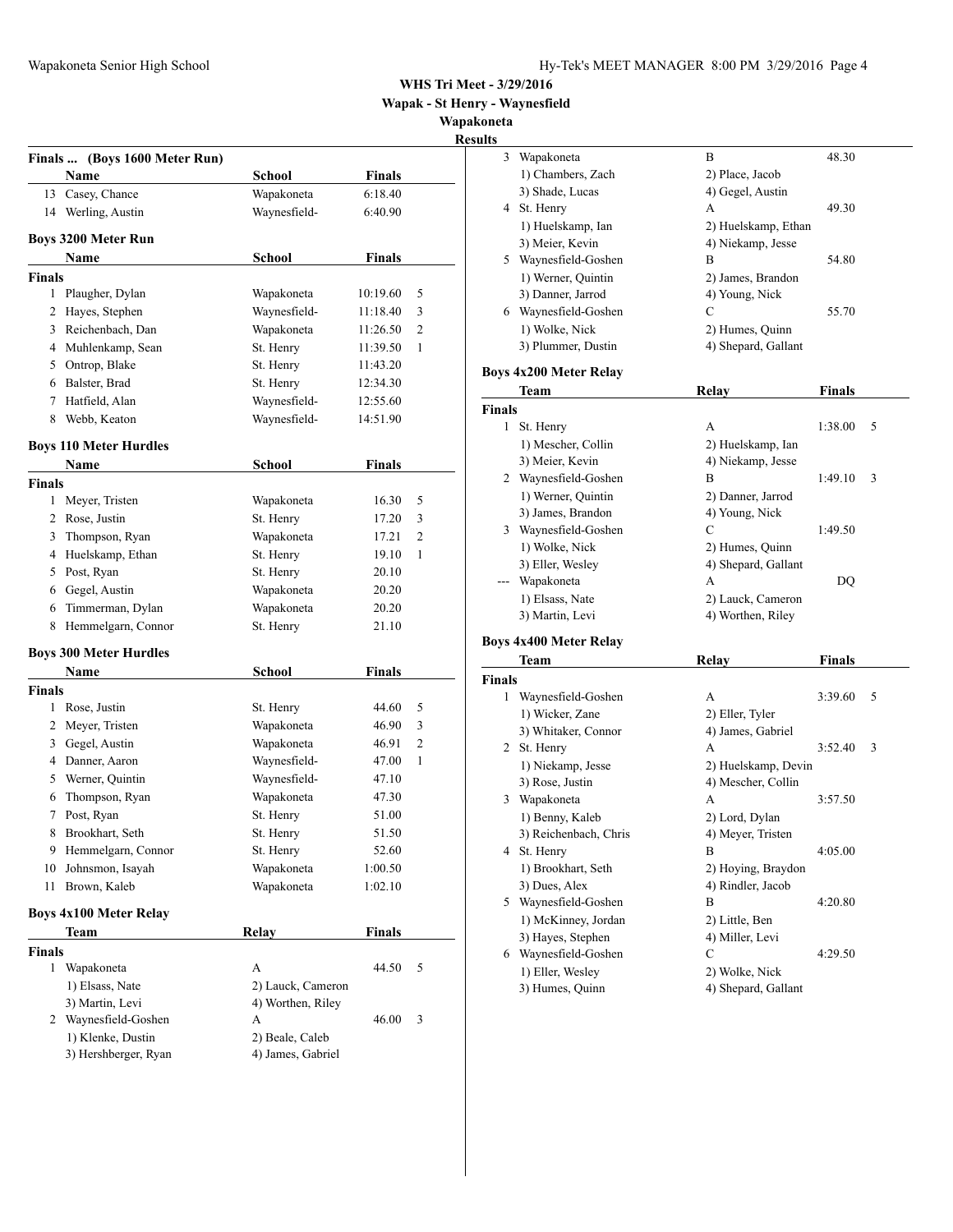# WHS Tri Meet - 3/29/2016

**Wapak - St Henry - Waynesfield**

**Wapakoneta**

**Results**

## Finals ... (Boys 1600 Meter Run)

| | Name | School | Finals | |
|---|---|---|---|---|
| 13 | Casey, Chance | Wapakoneta | 6:18.40 | |
| 14 | Werling, Austin | Waynesfield- | 6:40.90 | |

## Boys 3200 Meter Run

| | Name | School | Finals | |
|---|---|---|---|---|
| **Finals** | | | | |
| 1 | Plaugher, Dylan | Wapakoneta | 10:19.60 | 5 |
| 2 | Hayes, Stephen | Waynesfield- | 11:18.40 | 3 |
| 3 | Reichenbach, Dan | Wapakoneta | 11:26.50 | 2 |
| 4 | Muhlenkamp, Sean | St. Henry | 11:39.50 | 1 |
| 5 | Ontrop, Blake | St. Henry | 11:43.20 | |
| 6 | Balster, Brad | St. Henry | 12:34.30 | |
| 7 | Hatfield, Alan | Waynesfield- | 12:55.60 | |
| 8 | Webb, Keaton | Waynesfield- | 14:51.90 | |

## Boys 110 Meter Hurdles

| | Name | School | Finals | |
|---|---|---|---|---|
| **Finals** | | | | |
| 1 | Meyer, Tristen | Wapakoneta | 16.30 | 5 |
| 2 | Rose, Justin | St. Henry | 17.20 | 3 |
| 3 | Thompson, Ryan | Wapakoneta | 17.21 | 2 |
| 4 | Huelskamp, Ethan | St. Henry | 19.10 | 1 |
| 5 | Post, Ryan | St. Henry | 20.10 | |
| 6 | Gegel, Austin | Wapakoneta | 20.20 | |
| 6 | Timmerman, Dylan | Wapakoneta | 20.20 | |
| 8 | Hemmelgarn, Connor | St. Henry | 21.10 | |

## Boys 300 Meter Hurdles

| | Name | School | Finals | |
|---|---|---|---|---|
| **Finals** | | | | |
| 1 | Rose, Justin | St. Henry | 44.60 | 5 |
| 2 | Meyer, Tristen | Wapakoneta | 46.90 | 3 |
| 3 | Gegel, Austin | Wapakoneta | 46.91 | 2 |
| 4 | Danner, Aaron | Waynesfield- | 47.00 | 1 |
| 5 | Werner, Quintin | Waynesfield- | 47.10 | |
| 6 | Thompson, Ryan | Wapakoneta | 47.30 | |
| 7 | Post, Ryan | St. Henry | 51.00 | |
| 8 | Brookhart, Seth | St. Henry | 51.50 | |
| 9 | Hemmelgarn, Connor | St. Henry | 52.60 | |
| 10 | Johnsmon, Isayah | Wapakoneta | 1:00.50 | |
| 11 | Brown, Kaleb | Wapakoneta | 1:02.10 | |

## Boys 4x100 Meter Relay

| | Team | Relay | Finals | |
|---|---|---|---|---|
| **Finals** | | | | |
| 1 | Wapakoneta | A | 44.50 | 5 |
| | 1) Elsass, Nate | 2) Lauck, Cameron | | |
| | 3) Martin, Levi | 4) Worthen, Riley | | |
| 2 | Waynesfield-Goshen | A | 46.00 | 3 |
| | 1) Klenke, Dustin | 2) Beale, Caleb | | |
| | 3) Hershberger, Ryan | 4) James, Gabriel | | |
| 3 | Wapakoneta | B | 48.30 | |
| | 1) Chambers, Zach | 2) Place, Jacob | | |
| | 3) Shade, Lucas | 4) Gegel, Austin | | |
| 4 | St. Henry | A | 49.30 | |
| | 1) Huelskamp, Ian | 2) Huelskamp, Ethan | | |
| | 3) Meier, Kevin | 4) Niekamp, Jesse | | |
| 5 | Waynesfield-Goshen | B | 54.80 | |
| | 1) Werner, Quintin | 2) James, Brandon | | |
| | 3) Danner, Jarrod | 4) Young, Nick | | |
| 6 | Waynesfield-Goshen | C | 55.70 | |
| | 1) Wolke, Nick | 2) Humes, Quinn | | |
| | 3) Plummer, Dustin | 4) Shepard, Gallant | | |

## Boys 4x200 Meter Relay

| | Team | Relay | Finals | |
|---|---|---|---|---|
| **Finals** | | | | |
| 1 | St. Henry | A | 1:38.00 | 5 |
| | 1) Mescher, Collin | 2) Huelskamp, Ian | | |
| | 3) Meier, Kevin | 4) Niekamp, Jesse | | |
| 2 | Waynesfield-Goshen | B | 1:49.10 | 3 |
| | 1) Werner, Quintin | 2) Danner, Jarrod | | |
| | 3) James, Brandon | 4) Young, Nick | | |
| 3 | Waynesfield-Goshen | C | 1:49.50 | |
| | 1) Wolke, Nick | 2) Humes, Quinn | | |
| | 3) Eller, Wesley | 4) Shepard, Gallant | | |
| --- | Wapakoneta | A | DQ | |
| | 1) Elsass, Nate | 2) Lauck, Cameron | | |
| | 3) Martin, Levi | 4) Worthen, Riley | | |

## Boys 4x400 Meter Relay

| | Team | Relay | Finals | |
|---|---|---|---|---|
| **Finals** | | | | |
| 1 | Waynesfield-Goshen | A | 3:39.60 | 5 |
| | 1) Wicker, Zane | 2) Eller, Tyler | | |
| | 3) Whitaker, Connor | 4) James, Gabriel | | |
| 2 | St. Henry | A | 3:52.40 | 3 |
| | 1) Niekamp, Jesse | 2) Huelskamp, Devin | | |
| | 3) Rose, Justin | 4) Mescher, Collin | | |
| 3 | Wapakoneta | A | 3:57.50 | |
| | 1) Benny, Kaleb | 2) Lord, Dylan | | |
| | 3) Reichenbach, Chris | 4) Meyer, Tristen | | |
| 4 | St. Henry | B | 4:05.00 | |
| | 1) Brookhart, Seth | 2) Hoying, Braydon | | |
| | 3) Dues, Alex | 4) Rindler, Jacob | | |
| 5 | Waynesfield-Goshen | B | 4:20.80 | |
| | 1) McKinney, Jordan | 2) Little, Ben | | |
| | 3) Hayes, Stephen | 4) Miller, Levi | | |
| 6 | Waynesfield-Goshen | C | 4:29.50 | |
| | 1) Eller, Wesley | 2) Wolke, Nick | | |
| | 3) Humes, Quinn | 4) Shepard, Gallant | | |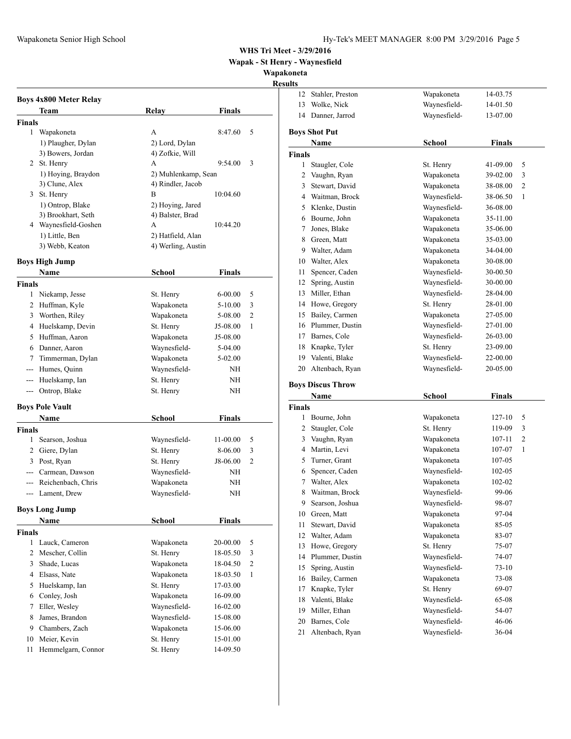# WHS Tri Meet - 3/29/2016

**Wapak - St Henry - Waynesfield**

**Wapakoneta**

**Results**

### Boys 4x800 Meter Relay

| | Team | Relay | Finals | |
|---|---|---|---|---|
| **Finals** | | | | |
| 1 | Wapakoneta | A | 8:47.60 | 5 |
| | 1) Plaugher, Dylan | 2) Lord, Dylan | | |
| | 3) Bowers, Jordan | 4) Zofkie, Will | | |
| 2 | St. Henry | A | 9:54.00 | 3 |
| | 1) Hoying, Braydon | 2) Muhlenkamp, Sean | | |
| | 3) Clune, Alex | 4) Rindler, Jacob | | |
| 3 | St. Henry | B | 10:04.60 | |
| | 1) Ontrop, Blake | 2) Hoying, Jared | | |
| | 3) Brookhart, Seth | 4) Balster, Brad | | |
| 4 | Waynesfield-Goshen | A | 10:44.20 | |
| | 1) Little, Ben | 2) Hatfield, Alan | | |
| | 3) Webb, Keaton | 4) Werling, Austin | | |

### Boys High Jump

| | Name | School | Finals | |
|---|---|---|---|---|
| **Finals** | | | | |
| 1 | Niekamp, Jesse | St. Henry | 6-00.00 | 5 |
| 2 | Huffman, Kyle | Wapakoneta | 5-10.00 | 3 |
| 3 | Worthen, Riley | Wapakoneta | 5-08.00 | 2 |
| 4 | Huelskamp, Devin | St. Henry | J5-08.00 | 1 |
| 5 | Huffman, Aaron | Wapakoneta | J5-08.00 | |
| 6 | Danner, Aaron | Waynesfield- | 5-04.00 | |
| 7 | Timmerman, Dylan | Wapakoneta | 5-02.00 | |
| --- | Humes, Quinn | Waynesfield- | NH | |
| --- | Huelskamp, Ian | St. Henry | NH | |
| --- | Ontrop, Blake | St. Henry | NH | |

### Boys Pole Vault

| | Name | School | Finals | |
|---|---|---|---|---|
| **Finals** | | | | |
| 1 | Searson, Joshua | Waynesfield- | 11-00.00 | 5 |
| 2 | Giere, Dylan | St. Henry | 8-06.00 | 3 |
| 3 | Post, Ryan | St. Henry | J8-06.00 | 2 |
| --- | Carmean, Dawson | Waynesfield- | NH | |
| --- | Reichenbach, Chris | Wapakoneta | NH | |
| --- | Lament, Drew | Waynesfield- | NH | |

### Boys Long Jump

| | Name | School | Finals | |
|---|---|---|---|---|
| **Finals** | | | | |
| 1 | Lauck, Cameron | Wapakoneta | 20-00.00 | 5 |
| 2 | Mescher, Collin | St. Henry | 18-05.50 | 3 |
| 3 | Shade, Lucas | Wapakoneta | 18-04.50 | 2 |
| 4 | Elsass, Nate | Wapakoneta | 18-03.50 | 1 |
| 5 | Huelskamp, Ian | St. Henry | 17-03.00 | |
| 6 | Conley, Josh | Wapakoneta | 16-09.00 | |
| 7 | Eller, Wesley | Waynesfield- | 16-02.00 | |
| 8 | James, Brandon | Waynesfield- | 15-08.00 | |
| 9 | Chambers, Zach | Wapakoneta | 15-06.00 | |
| 10 | Meier, Kevin | St. Henry | 15-01.00 | |
| 11 | Hemmelgarn, Connor | St. Henry | 14-09.50 | |
| 12 | Stahler, Preston | Wapakoneta | 14-03.75 | |
| 13 | Wolke, Nick | Waynesfield- | 14-01.50 | |
| 14 | Danner, Jarrod | Waynesfield- | 13-07.00 | |

### Boys Shot Put

| | Name | School | Finals | |
|---|---|---|---|---|
| **Finals** | | | | |
| 1 | Staugler, Cole | St. Henry | 41-09.00 | 5 |
| 2 | Vaughn, Ryan | Wapakoneta | 39-02.00 | 3 |
| 3 | Stewart, David | Wapakoneta | 38-08.00 | 2 |
| 4 | Waitman, Brock | Waynesfield- | 38-06.50 | 1 |
| 5 | Klenke, Dustin | Waynesfield- | 36-08.00 | |
| 6 | Bourne, John | Wapakoneta | 35-11.00 | |
| 7 | Jones, Blake | Wapakoneta | 35-06.00 | |
| 8 | Green, Matt | Wapakoneta | 35-03.00 | |
| 9 | Walter, Adam | Wapakoneta | 34-04.00 | |
| 10 | Walter, Alex | Wapakoneta | 30-08.00 | |
| 11 | Spencer, Caden | Waynesfield- | 30-00.50 | |
| 12 | Spring, Austin | Waynesfield- | 30-00.00 | |
| 13 | Miller, Ethan | Waynesfield- | 28-04.00 | |
| 14 | Howe, Gregory | St. Henry | 28-01.00 | |
| 15 | Bailey, Carmen | Wapakoneta | 27-05.00 | |
| 16 | Plummer, Dustin | Waynesfield- | 27-01.00 | |
| 17 | Barnes, Cole | Waynesfield- | 26-03.00 | |
| 18 | Knapke, Tyler | St. Henry | 23-09.00 | |
| 19 | Valenti, Blake | Waynesfield- | 22-00.00 | |
| 20 | Altenbach, Ryan | Waynesfield- | 20-05.00 | |

### Boys Discus Throw

| | Name | School | Finals | |
|---|---|---|---|---|
| **Finals** | | | | |
| 1 | Bourne, John | Wapakoneta | 127-10 | 5 |
| 2 | Staugler, Cole | St. Henry | 119-09 | 3 |
| 3 | Vaughn, Ryan | Wapakoneta | 107-11 | 2 |
| 4 | Martin, Levi | Wapakoneta | 107-07 | 1 |
| 5 | Turner, Grant | Wapakoneta | 107-05 | |
| 6 | Spencer, Caden | Waynesfield- | 102-05 | |
| 7 | Walter, Alex | Wapakoneta | 102-02 | |
| 8 | Waitman, Brock | Waynesfield- | 99-06 | |
| 9 | Searson, Joshua | Waynesfield- | 98-07 | |
| 10 | Green, Matt | Wapakoneta | 97-04 | |
| 11 | Stewart, David | Wapakoneta | 85-05 | |
| 12 | Walter, Adam | Wapakoneta | 83-07 | |
| 13 | Howe, Gregory | St. Henry | 75-07 | |
| 14 | Plummer, Dustin | Waynesfield- | 74-07 | |
| 15 | Spring, Austin | Waynesfield- | 73-10 | |
| 16 | Bailey, Carmen | Wapakoneta | 73-08 | |
| 17 | Knapke, Tyler | St. Henry | 69-07 | |
| 18 | Valenti, Blake | Waynesfield- | 65-08 | |
| 19 | Miller, Ethan | Waynesfield- | 54-07 | |
| 20 | Barnes, Cole | Waynesfield- | 46-06 | |
| 21 | Altenbach, Ryan | Waynesfield- | 36-04 | |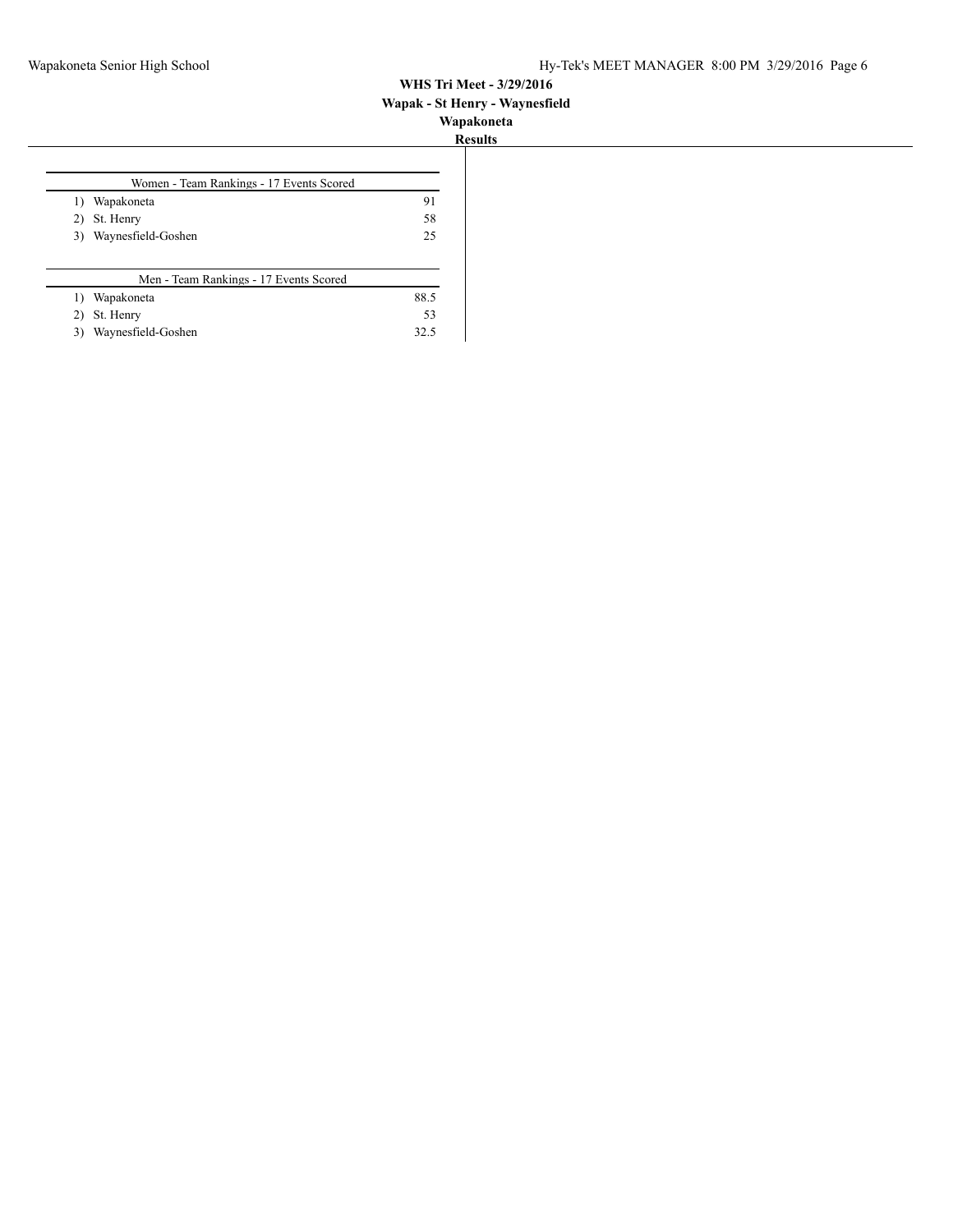**WHS Tri Meet - 3/29/2016**

**Wapak - St Henry - Waynesfield**

**Wapakoneta**

**Results**

| Women - Team Rankings - 17 Events Scored | | |
|---|---|---|
| 1) | Wapakoneta | 91 |
| 2) | St. Henry | 58 |
| 3) | Waynesfield-Goshen | 25 |

| Men - Team Rankings - 17 Events Scored | | |
|---|---|---|
| 1) | Wapakoneta | 88.5 |
| 2) | St. Henry | 53 |
| 3) | Waynesfield-Goshen | 32.5 |